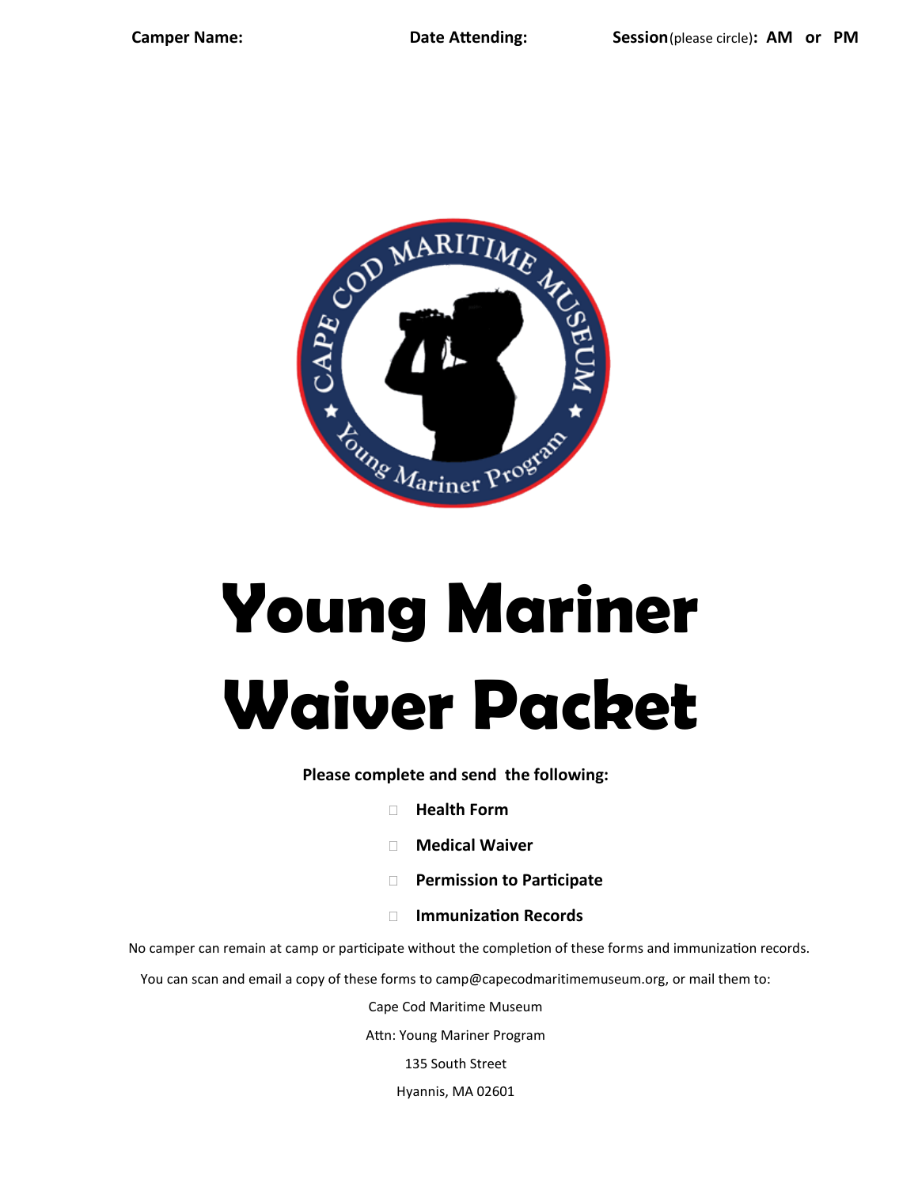**Camper Name:** **Date Attending:** **Session** (please circle)**: AM or PM**

# Young Mariner Waiver Packet

**Please complete and send the following:**

- **Health Form**
- **Medical Waiver**
- **Permission to Participate**
- **Immunization Records**

No camper can remain at camp or participate without the completion of these forms and immunization records.

You can scan and email a copy of these forms to camp@capecodmaritimemuseum.org, or mail them to:

Cape Cod Maritime Museum

Attn: Young Mariner Program

135 South Street

Hyannis, MA 02601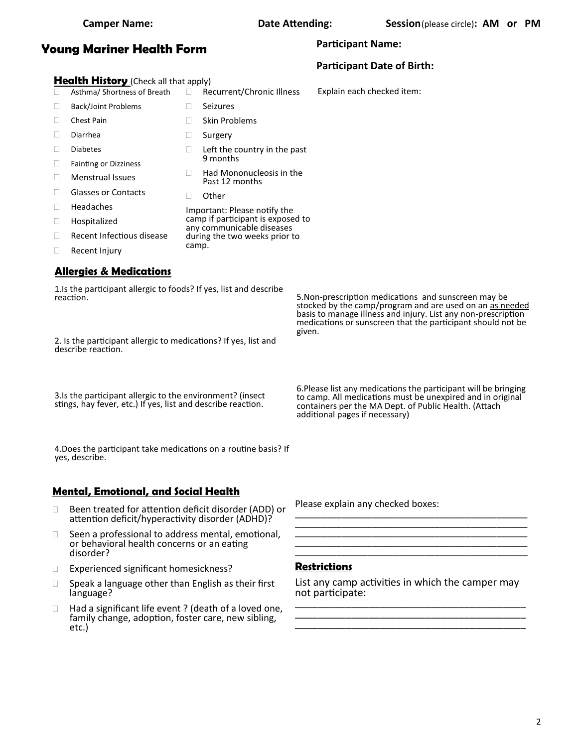**Camper Name:** **Date Attending:** **Session** (please circle)**: AM or PM**

# Young Mariner Health Form

**Participant Name:**

**Participant Date of Birth:**

## Health History (Check all that apply)

- ☐ Asthma/ Shortness of Breath
- ☐ Back/Joint Problems
- ☐ Chest Pain
- ☐ Diarrhea
- ☐ Diabetes
- ☐ Fainting or Dizziness
- ☐ Menstrual Issues
- ☐ Glasses or Contacts
- ☐ Headaches
- ☐ Hospitalized
- ☐ Recent Infectious disease
- ☐ Recent Injury
- ☐ Recurrent/Chronic Illness
- ☐ Seizures
- ☐ Skin Problems
- ☐ Surgery
- ☐ Left the country in the past 9 months
- ☐ Had Mononucleosis in the Past 12 months
- ☐ Other

Important: Please notify the camp if participant is exposed to any communicable diseases during the two weeks prior to camp.

Explain each checked item:

## Allergies & Medications

1.Is the participant allergic to foods? If yes, list and describe reaction.

2. Is the participant allergic to medications? If yes, list and describe reaction.

3.Is the participant allergic to the environment? (insect stings, hay fever, etc.) If yes, list and describe reaction.

4.Does the participant take medications on a routine basis? If yes, describe.

5.Non-prescription medications and sunscreen may be stocked by the camp/program and are used on an as needed basis to manage illness and injury. List any non-prescription medications or sunscreen that the participant should not be given.

6.Please list any medications the participant will be bringing to camp. All medications must be unexpired and in original containers per the MA Dept. of Public Health. (Attach additional pages if necessary)

## Mental, Emotional, and Social Health

- ☐ Been treated for attention deficit disorder (ADD) or attention deficit/hyperactivity disorder (ADHD)?
- ☐ Seen a professional to address mental, emotional, or behavioral health concerns or an eating disorder?
- ☐ Experienced significant homesickness?
- ☐ Speak a language other than English as their first language?
- ☐ Had a significant life event ? (death of a loved one, family change, adoption, foster care, new sibling, etc.)

Please explain any checked boxes:

___________________________________________
___________________________________________
___________________________________________
___________________________________________
___________________________________________

## Restrictions

List any camp activities in which the camper may not participate:

___________________________________________
___________________________________________
___________________________________________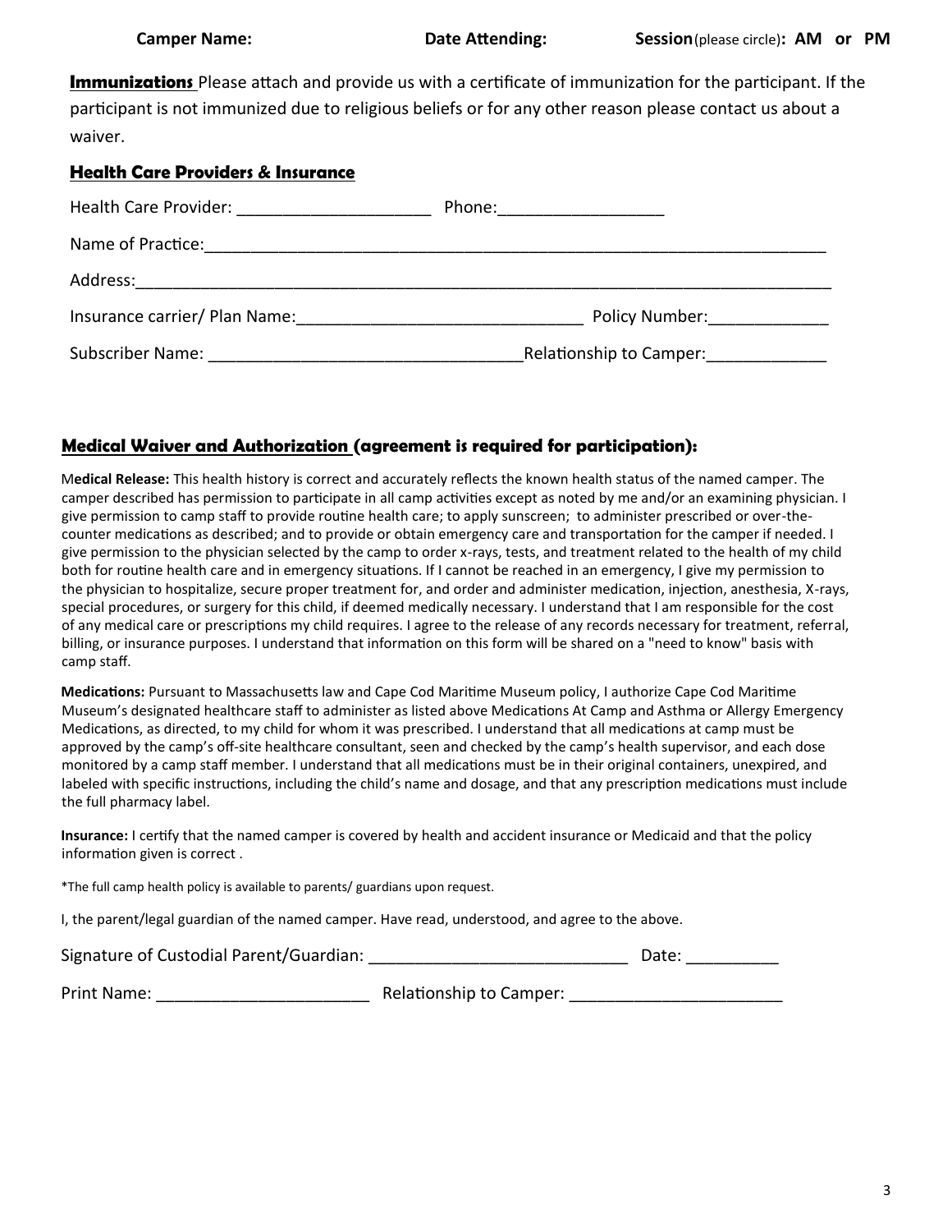**Camper Name:** **Date Attending:** **Session**(please circle)**: AM or PM**

**Immunizations** Please attach and provide us with a certificate of immunization for the participant. If the participant is not immunized due to religious beliefs or for any other reason please contact us about a waiver.

**Health Care Providers & Insurance**

Health Care Provider: _____________________ Phone:_________________

Name of Practice:_____________________________________________________________________

Address:_____________________________________________________________________________

Insurance carrier/ Plan Name:_______________________________ Policy Number:_____________

Subscriber Name: _________________________________Relationship to Camper:_____________

## Medical Waiver and Authorization (agreement is required for participation):

**Medical Release:** This health history is correct and accurately reflects the known health status of the named camper. The camper described has permission to participate in all camp activities except as noted by me and/or an examining physician. I give permission to camp staff to provide routine health care; to apply sunscreen; to administer prescribed or over-the-counter medications as described; and to provide or obtain emergency care and transportation for the camper if needed. I give permission to the physician selected by the camp to order x-rays, tests, and treatment related to the health of my child both for routine health care and in emergency situations. If I cannot be reached in an emergency, I give my permission to the physician to hospitalize, secure proper treatment for, and order and administer medication, injection, anesthesia, X-rays, special procedures, or surgery for this child, if deemed medically necessary. I understand that I am responsible for the cost of any medical care or prescriptions my child requires. I agree to the release of any records necessary for treatment, referral, billing, or insurance purposes. I understand that information on this form will be shared on a "need to know" basis with camp staff.

**Medications:** Pursuant to Massachusetts law and Cape Cod Maritime Museum policy, I authorize Cape Cod Maritime Museum's designated healthcare staff to administer as listed above Medications At Camp and Asthma or Allergy Emergency Medications, as directed, to my child for whom it was prescribed. I understand that all medications at camp must be approved by the camp's off-site healthcare consultant, seen and checked by the camp's health supervisor, and each dose monitored by a camp staff member. I understand that all medications must be in their original containers, unexpired, and labeled with specific instructions, including the child's name and dosage, and that any prescription medications must include the full pharmacy label.

**Insurance:** I certify that the named camper is covered by health and accident insurance or Medicaid and that the policy information given is correct .

*The full camp health policy is available to parents/ guardians upon request.

I, the parent/legal guardian of the named camper. Have read, understood, and agree to the above.

Signature of Custodial Parent/Guardian: ____________________________ Date: __________

Print Name: _______________________ Relationship to Camper: _______________________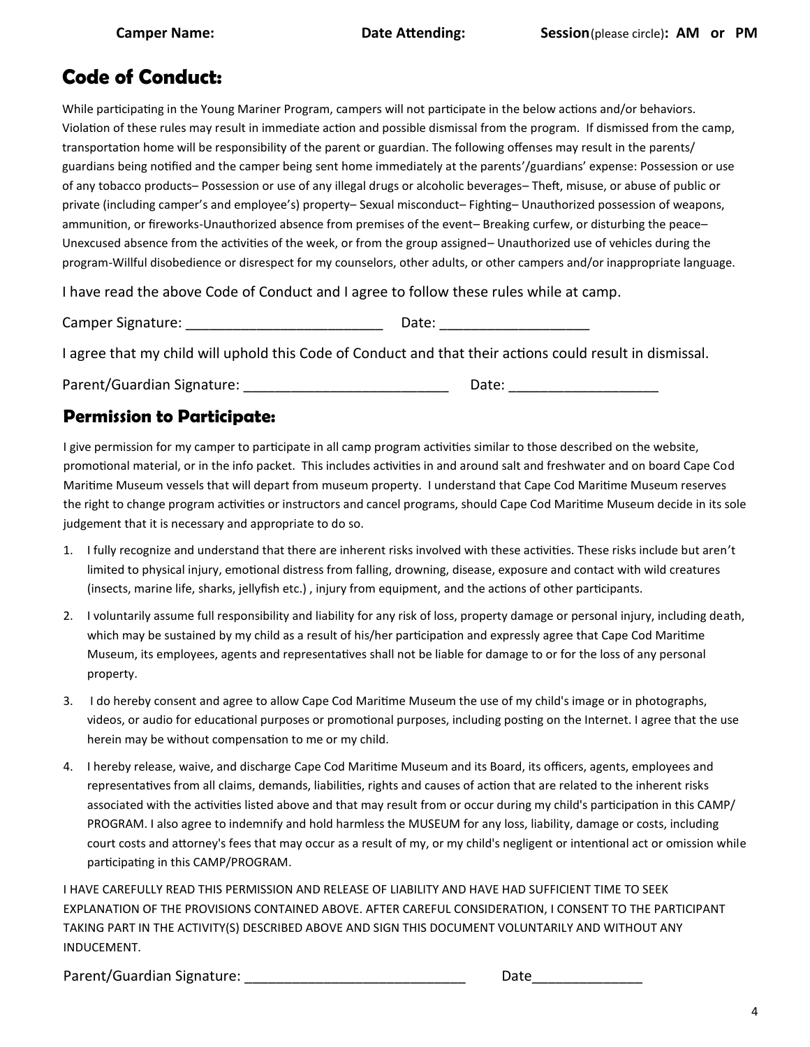**Camper Name:** **Date Attending:** **Session**(please circle)**: AM or PM**

## Code of Conduct:

While participating in the Young Mariner Program, campers will not participate in the below actions and/or behaviors. Violation of these rules may result in immediate action and possible dismissal from the program. If dismissed from the camp, transportation home will be responsibility of the parent or guardian. The following offenses may result in the parents/ guardians being notified and the camper being sent home immediately at the parents'/guardians' expense: Possession or use of any tobacco products– Possession or use of any illegal drugs or alcoholic beverages– Theft, misuse, or abuse of public or private (including camper's and employee's) property– Sexual misconduct– Fighting– Unauthorized possession of weapons, ammunition, or fireworks-Unauthorized absence from premises of the event– Breaking curfew, or disturbing the peace– Unexcused absence from the activities of the week, or from the group assigned– Unauthorized use of vehicles during the program-Willful disobedience or disrespect for my counselors, other adults, or other campers and/or inappropriate language.

I have read the above Code of Conduct and I agree to follow these rules while at camp.

Camper Signature: _________________________ Date: ___________________

I agree that my child will uphold this Code of Conduct and that their actions could result in dismissal.

Parent/Guardian Signature: __________________________ Date: ___________________

## Permission to Participate:

I give permission for my camper to participate in all camp program activities similar to those described on the website, promotional material, or in the info packet. This includes activities in and around salt and freshwater and on board Cape Cod Maritime Museum vessels that will depart from museum property. I understand that Cape Cod Maritime Museum reserves the right to change program activities or instructors and cancel programs, should Cape Cod Maritime Museum decide in its sole judgement that it is necessary and appropriate to do so.

1. I fully recognize and understand that there are inherent risks involved with these activities. These risks include but aren't limited to physical injury, emotional distress from falling, drowning, disease, exposure and contact with wild creatures (insects, marine life, sharks, jellyfish etc.) , injury from equipment, and the actions of other participants.
2. I voluntarily assume full responsibility and liability for any risk of loss, property damage or personal injury, including death, which may be sustained by my child as a result of his/her participation and expressly agree that Cape Cod Maritime Museum, its employees, agents and representatives shall not be liable for damage to or for the loss of any personal property.
3. I do hereby consent and agree to allow Cape Cod Maritime Museum the use of my child's image or in photographs, videos, or audio for educational purposes or promotional purposes, including posting on the Internet. I agree that the use herein may be without compensation to me or my child.
4. I hereby release, waive, and discharge Cape Cod Maritime Museum and its Board, its officers, agents, employees and representatives from all claims, demands, liabilities, rights and causes of action that are related to the inherent risks associated with the activities listed above and that may result from or occur during my child's participation in this CAMP/ PROGRAM. I also agree to indemnify and hold harmless the MUSEUM for any loss, liability, damage or costs, including court costs and attorney's fees that may occur as a result of my, or my child's negligent or intentional act or omission while participating in this CAMP/PROGRAM.

I HAVE CAREFULLY READ THIS PERMISSION AND RELEASE OF LIABILITY AND HAVE HAD SUFFICIENT TIME TO SEEK EXPLANATION OF THE PROVISIONS CONTAINED ABOVE. AFTER CAREFUL CONSIDERATION, I CONSENT TO THE PARTICIPANT TAKING PART IN THE ACTIVITY(S) DESCRIBED ABOVE AND SIGN THIS DOCUMENT VOLUNTARILY AND WITHOUT ANY INDUCEMENT.

Parent/Guardian Signature: _____________________________ Date______________